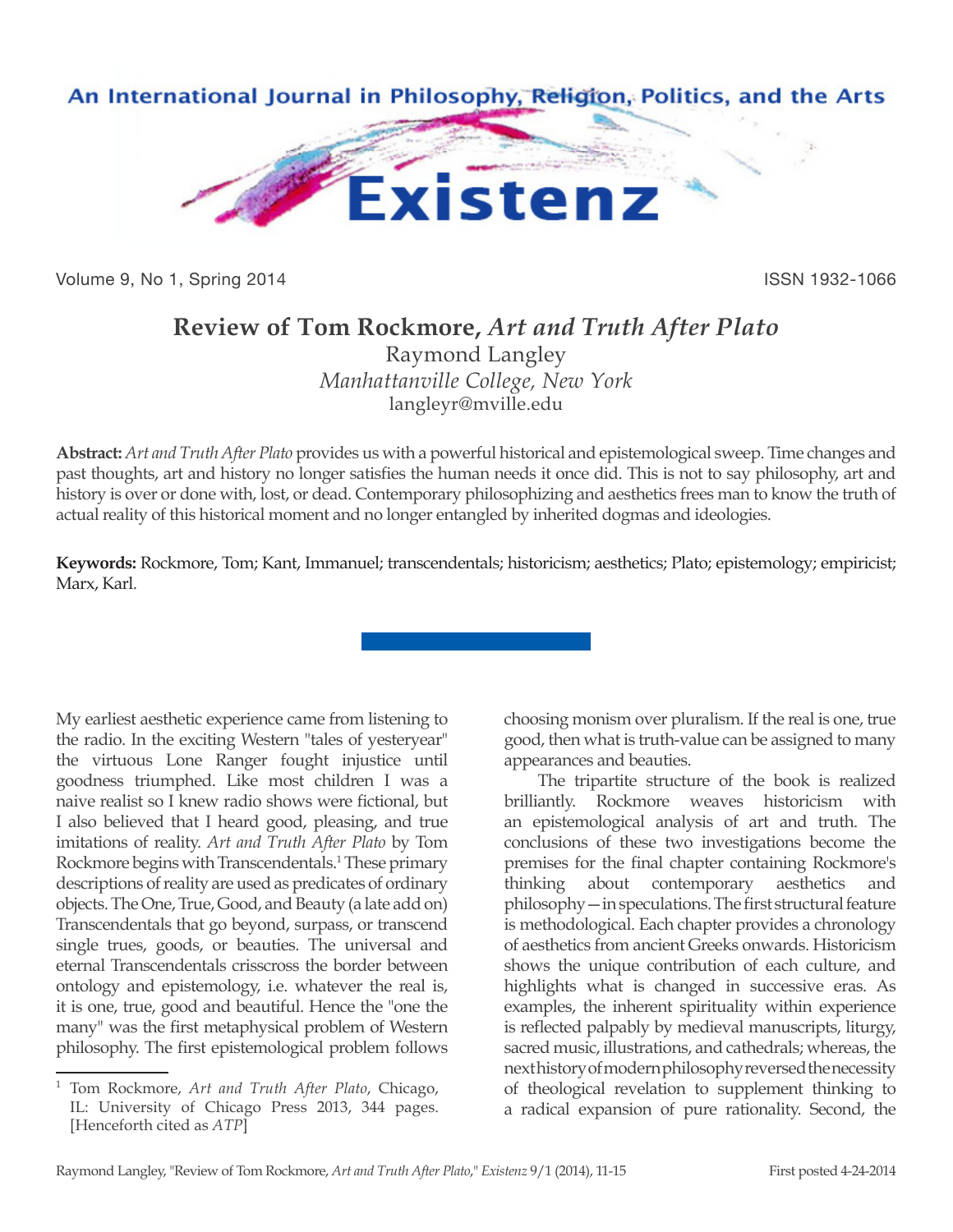# Review of Tom Rockmore, *Art and Truth After Plato*

Raymond Langley
*Manhattanville College, New York*
langleyr@mville.edu

**Abstract:** *Art and Truth After Plato* provides us with a powerful historical and epistemological sweep. Time changes and past thoughts, art and history no longer satisfies the human needs it once did. This is not to say philosophy, art and history is over or done with, lost, or dead. Contemporary philosophizing and aesthetics frees man to know the truth of actual reality of this historical moment and no longer entangled by inherited dogmas and ideologies.

**Keywords:** Rockmore, Tom; Kant, Immanuel; transcendentals; historicism; aesthetics; Plato; epistemology; empiricist; Marx, Karl.

My earliest aesthetic experience came from listening to the radio. In the exciting Western "tales of yesteryear" the virtuous Lone Ranger fought injustice until goodness triumphed. Like most children I was a naive realist so I knew radio shows were fictional, but I also believed that I heard good, pleasing, and true imitations of reality. *Art and Truth After Plato* by Tom Rockmore begins with Transcendentals.[1] These primary descriptions of reality are used as predicates of ordinary objects. The One, True, Good, and Beauty (a late add on) Transcendentals that go beyond, surpass, or transcend single trues, goods, or beauties. The universal and eternal Transcendentals crisscross the border between ontology and epistemology, i.e. whatever the real is, it is one, true, good and beautiful. Hence the "one the many" was the first metaphysical problem of Western philosophy. The first epistemological problem follows choosing monism over pluralism. If the real is one, true good, then what is truth-value can be assigned to many appearances and beauties.

The tripartite structure of the book is realized brilliantly. Rockmore weaves historicism with an epistemological analysis of art and truth. The conclusions of these two investigations become the premises for the final chapter containing Rockmore's thinking about contemporary aesthetics and philosophy—in speculations. The first structural feature is methodological. Each chapter provides a chronology of aesthetics from ancient Greeks onwards. Historicism shows the unique contribution of each culture, and highlights what is changed in successive eras. As examples, the inherent spirituality within experience is reflected palpably by medieval manuscripts, liturgy, sacred music, illustrations, and cathedrals; whereas, the next history of modern philosophy reversed the necessity of theological revelation to supplement thinking to a radical expansion of pure rationality. Second, the

---

[1] Tom Rockmore, *Art and Truth After Plato*, Chicago, IL: University of Chicago Press 2013, 344 pages. [Henceforth cited as *ATP*]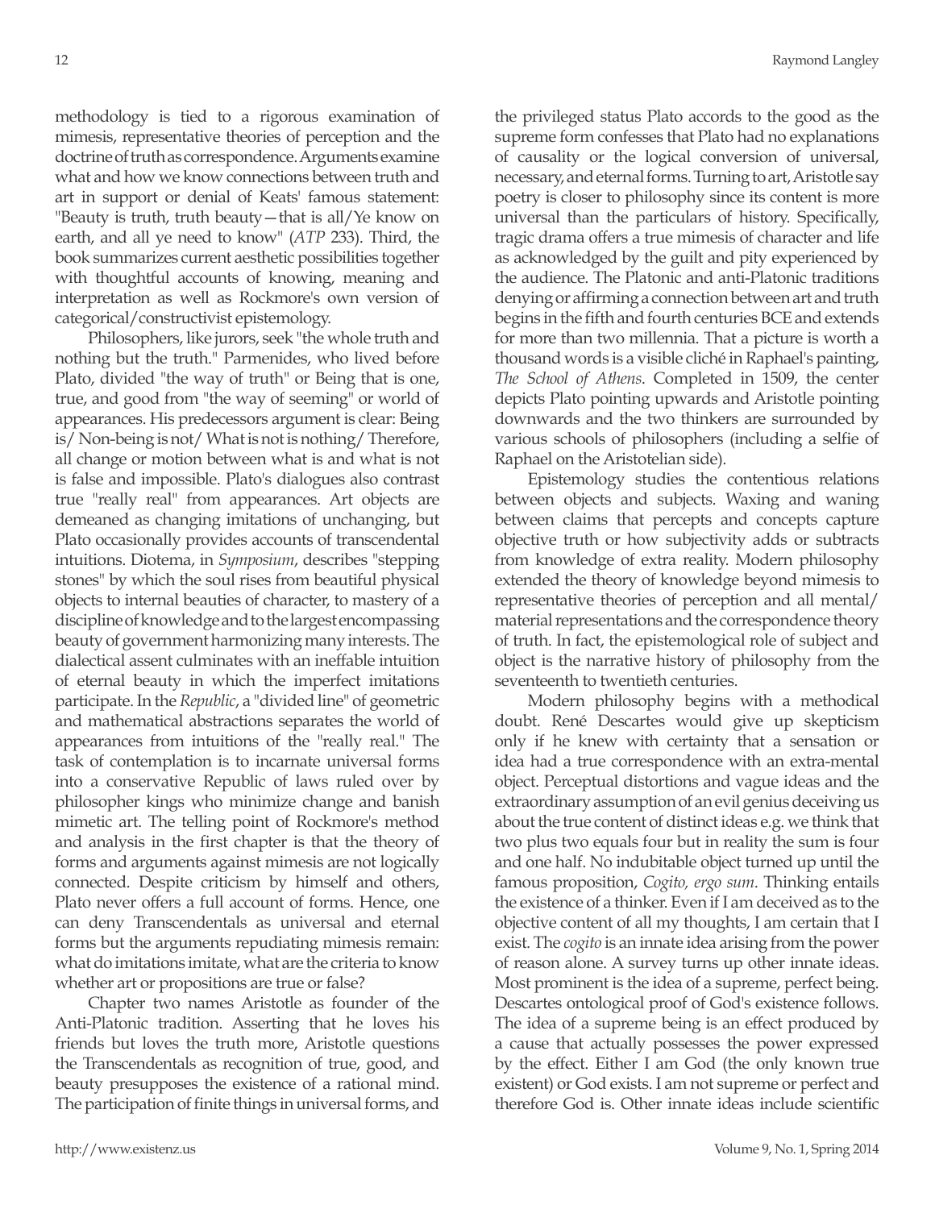methodology is tied to a rigorous examination of mimesis, representative theories of perception and the doctrine of truth as correspondence. Arguments examine what and how we know connections between truth and art in support or denial of Keats' famous statement: "Beauty is truth, truth beauty—that is all/Ye know on earth, and all ye need to know" (*ATP* 233). Third, the book summarizes current aesthetic possibilities together with thoughtful accounts of knowing, meaning and interpretation as well as Rockmore's own version of categorical/constructivist epistemology.

Philosophers, like jurors, seek "the whole truth and nothing but the truth." Parmenides, who lived before Plato, divided "the way of truth" or Being that is one, true, and good from "the way of seeming" or world of appearances. His predecessors argument is clear: Being is/ Non-being is not/ What is not is nothing/ Therefore, all change or motion between what is and what is not is false and impossible. Plato's dialogues also contrast true "really real" from appearances. Art objects are demeaned as changing imitations of unchanging, but Plato occasionally provides accounts of transcendental intuitions. Diotema, in *Symposium*, describes "stepping stones" by which the soul rises from beautiful physical objects to internal beauties of character, to mastery of a discipline of knowledge and to the largest encompassing beauty of government harmonizing many interests. The dialectical assent culminates with an ineffable intuition of eternal beauty in which the imperfect imitations participate. In the *Republic*, a "divided line" of geometric and mathematical abstractions separates the world of appearances from intuitions of the "really real." The task of contemplation is to incarnate universal forms into a conservative Republic of laws ruled over by philosopher kings who minimize change and banish mimetic art. The telling point of Rockmore's method and analysis in the first chapter is that the theory of forms and arguments against mimesis are not logically connected. Despite criticism by himself and others, Plato never offers a full account of forms. Hence, one can deny Transcendentals as universal and eternal forms but the arguments repudiating mimesis remain: what do imitations imitate, what are the criteria to know whether art or propositions are true or false?

Chapter two names Aristotle as founder of the Anti-Platonic tradition. Asserting that he loves his friends but loves the truth more, Aristotle questions the Transcendentals as recognition of true, good, and beauty presupposes the existence of a rational mind. The participation of finite things in universal forms, and the privileged status Plato accords to the good as the supreme form confesses that Plato had no explanations of causality or the logical conversion of universal, necessary, and eternal forms. Turning to art, Aristotle say poetry is closer to philosophy since its content is more universal than the particulars of history. Specifically, tragic drama offers a true mimesis of character and life as acknowledged by the guilt and pity experienced by the audience. The Platonic and anti-Platonic traditions denying or affirming a connection between art and truth begins in the fifth and fourth centuries BCE and extends for more than two millennia. That a picture is worth a thousand words is a visible cliché in Raphael's painting, *The School of Athens*. Completed in 1509, the center depicts Plato pointing upwards and Aristotle pointing downwards and the two thinkers are surrounded by various schools of philosophers (including a selfie of Raphael on the Aristotelian side).

Epistemology studies the contentious relations between objects and subjects. Waxing and waning between claims that percepts and concepts capture objective truth or how subjectivity adds or subtracts from knowledge of extra reality. Modern philosophy extended the theory of knowledge beyond mimesis to representative theories of perception and all mental/material representations and the correspondence theory of truth. In fact, the epistemological role of subject and object is the narrative history of philosophy from the seventeenth to twentieth centuries.

Modern philosophy begins with a methodical doubt. René Descartes would give up skepticism only if he knew with certainty that a sensation or idea had a true correspondence with an extra-mental object. Perceptual distortions and vague ideas and the extraordinary assumption of an evil genius deceiving us about the true content of distinct ideas e.g. we think that two plus two equals four but in reality the sum is four and one half. No indubitable object turned up until the famous proposition, *Cogito, ergo sum*. Thinking entails the existence of a thinker. Even if I am deceived as to the objective content of all my thoughts, I am certain that I exist. The *cogito* is an innate idea arising from the power of reason alone. A survey turns up other innate ideas. Most prominent is the idea of a supreme, perfect being. Descartes ontological proof of God's existence follows. The idea of a supreme being is an effect produced by a cause that actually possesses the power expressed by the effect. Either I am God (the only known true existent) or God exists. I am not supreme or perfect and therefore God is. Other innate ideas include scientific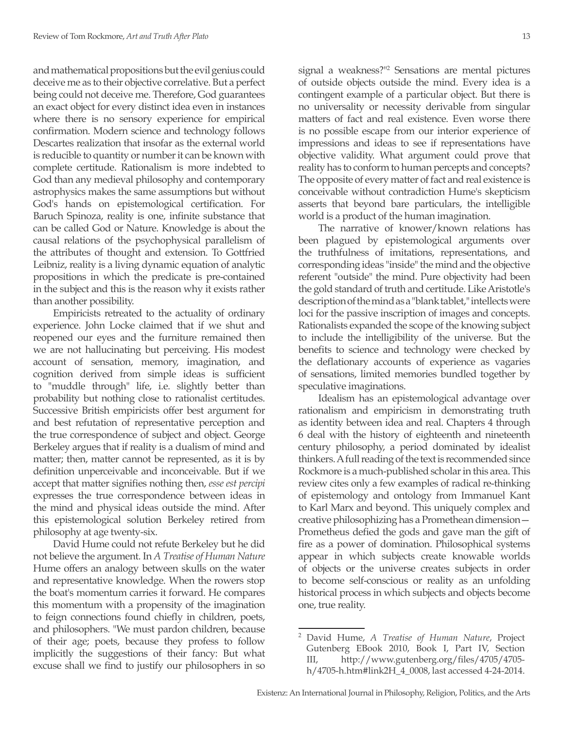and mathematical propositions but the evil genius could deceive me as to their objective correlative. But a perfect being could not deceive me. Therefore, God guarantees an exact object for every distinct idea even in instances where there is no sensory experience for empirical confirmation. Modern science and technology follows Descartes realization that insofar as the external world is reducible to quantity or number it can be known with complete certitude. Rationalism is more indebted to God than any medieval philosophy and contemporary astrophysics makes the same assumptions but without God's hands on epistemological certification. For Baruch Spinoza, reality is one, infinite substance that can be called God or Nature. Knowledge is about the causal relations of the psychophysical parallelism of the attributes of thought and extension. To Gottfried Leibniz, reality is a living dynamic equation of analytic propositions in which the predicate is pre-contained in the subject and this is the reason why it exists rather than another possibility.

Empiricists retreated to the actuality of ordinary experience. John Locke claimed that if we shut and reopened our eyes and the furniture remained then we are not hallucinating but perceiving. His modest account of sensation, memory, imagination, and cognition derived from simple ideas is sufficient to "muddle through" life, i.e. slightly better than probability but nothing close to rationalist certitudes. Successive British empiricists offer best argument for and best refutation of representative perception and the true correspondence of subject and object. George Berkeley argues that if reality is a dualism of mind and matter; then, matter cannot be represented, as it is by definition unperceivable and inconceivable. But if we accept that matter signifies nothing then, *esse est percipi* expresses the true correspondence between ideas in the mind and physical ideas outside the mind. After this epistemological solution Berkeley retired from philosophy at age twenty-six.

David Hume could not refute Berkeley but he did not believe the argument. In *A Treatise of Human Nature* Hume offers an analogy between skulls on the water and representative knowledge. When the rowers stop the boat's momentum carries it forward. He compares this momentum with a propensity of the imagination to feign connections found chiefly in children, poets, and philosophers. "We must pardon children, because of their age; poets, because they profess to follow implicitly the suggestions of their fancy: But what excuse shall we find to justify our philosophers in so signal a weakness?"[2] Sensations are mental pictures of outside objects outside the mind. Every idea is a contingent example of a particular object. But there is no universality or necessity derivable from singular matters of fact and real existence. Even worse there is no possible escape from our interior experience of impressions and ideas to see if representations have objective validity. What argument could prove that reality has to conform to human percepts and concepts? The opposite of every matter of fact and real existence is conceivable without contradiction Hume's skepticism asserts that beyond bare particulars, the intelligible world is a product of the human imagination.

The narrative of knower/known relations has been plagued by epistemological arguments over the truthfulness of imitations, representations, and corresponding ideas "inside" the mind and the objective referent "outside" the mind. Pure objectivity had been the gold standard of truth and certitude. Like Aristotle's description of the mind as a "blank tablet," intellects were loci for the passive inscription of images and concepts. Rationalists expanded the scope of the knowing subject to include the intelligibility of the universe. But the benefits to science and technology were checked by the deflationary accounts of experience as vagaries of sensations, limited memories bundled together by speculative imaginations.

Idealism has an epistemological advantage over rationalism and empiricism in demonstrating truth as identity between idea and real. Chapters 4 through 6 deal with the history of eighteenth and nineteenth century philosophy, a period dominated by idealist thinkers. A full reading of the text is recommended since Rockmore is a much-published scholar in this area. This review cites only a few examples of radical re-thinking of epistemology and ontology from Immanuel Kant to Karl Marx and beyond. This uniquely complex and creative philosophizing has a Promethean dimension—Prometheus defied the gods and gave man the gift of fire as a power of domination. Philosophical systems appear in which subjects create knowable worlds of objects or the universe creates subjects in order to become self-conscious or reality as an unfolding historical process in which subjects and objects become one, true reality.

---

[2] David Hume, *A Treatise of Human Nature*, Project Gutenberg EBook 2010, Book I, Part IV, Section III, http://www.gutenberg.org/files/4705/4705-h/4705-h.htm#link2H_4_0008, last accessed 4-24-2014.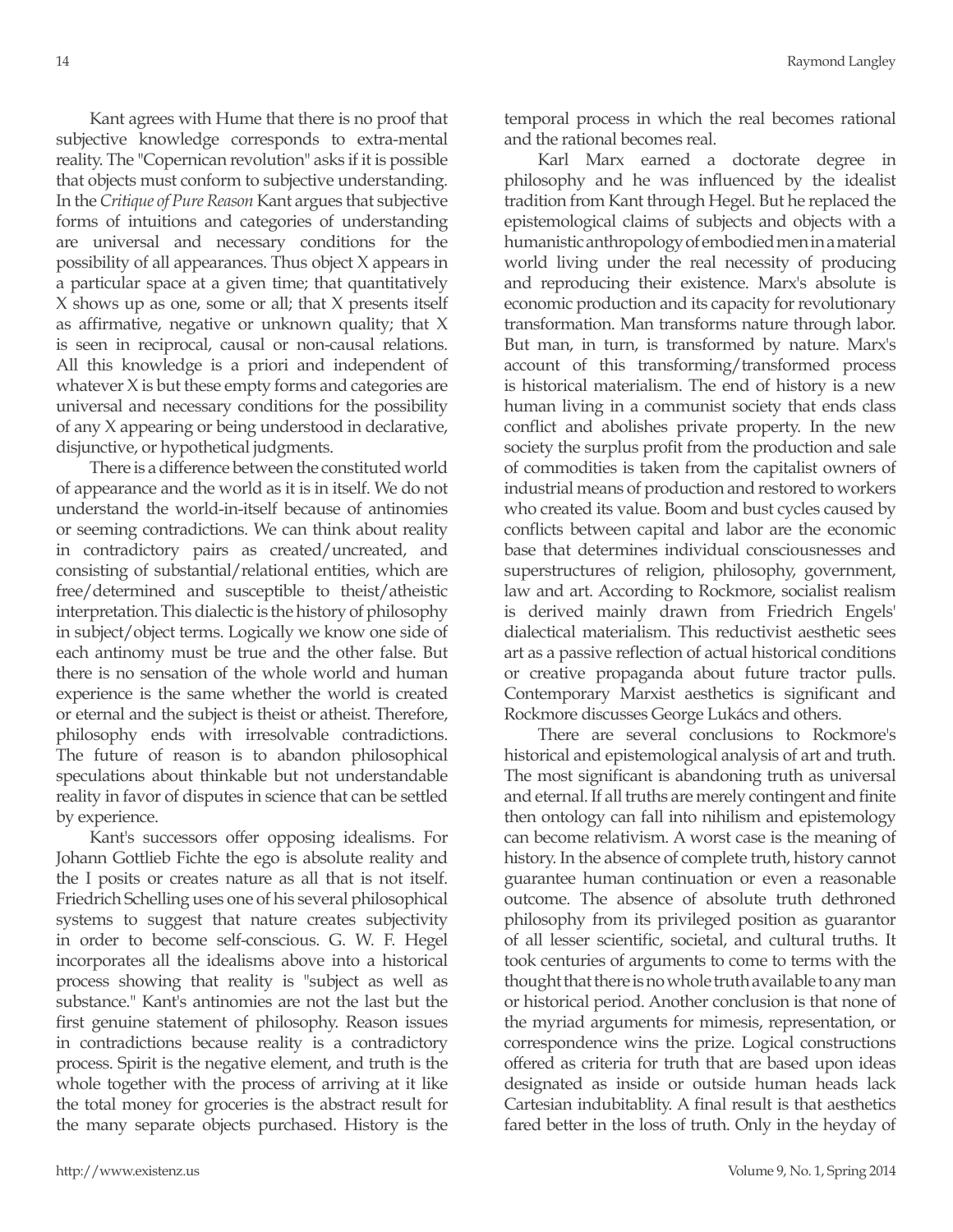Kant agrees with Hume that there is no proof that subjective knowledge corresponds to extra-mental reality. The "Copernican revolution" asks if it is possible that objects must conform to subjective understanding. In the *Critique of Pure Reason* Kant argues that subjective forms of intuitions and categories of understanding are universal and necessary conditions for the possibility of all appearances. Thus object X appears in a particular space at a given time; that quantitatively X shows up as one, some or all; that X presents itself as affirmative, negative or unknown quality; that X is seen in reciprocal, causal or non-causal relations. All this knowledge is a priori and independent of whatever X is but these empty forms and categories are universal and necessary conditions for the possibility of any X appearing or being understood in declarative, disjunctive, or hypothetical judgments.

There is a difference between the constituted world of appearance and the world as it is in itself. We do not understand the world-in-itself because of antinomies or seeming contradictions. We can think about reality in contradictory pairs as created/uncreated, and consisting of substantial/relational entities, which are free/determined and susceptible to theist/atheistic interpretation. This dialectic is the history of philosophy in subject/object terms. Logically we know one side of each antinomy must be true and the other false. But there is no sensation of the whole world and human experience is the same whether the world is created or eternal and the subject is theist or atheist. Therefore, philosophy ends with irresolvable contradictions. The future of reason is to abandon philosophical speculations about thinkable but not understandable reality in favor of disputes in science that can be settled by experience.

Kant's successors offer opposing idealisms. For Johann Gottlieb Fichte the ego is absolute reality and the I posits or creates nature as all that is not itself. Friedrich Schelling uses one of his several philosophical systems to suggest that nature creates subjectivity in order to become self-conscious. G. W. F. Hegel incorporates all the idealisms above into a historical process showing that reality is "subject as well as substance." Kant's antinomies are not the last but the first genuine statement of philosophy. Reason issues in contradictions because reality is a contradictory process. Spirit is the negative element, and truth is the whole together with the process of arriving at it like the total money for groceries is the abstract result for the many separate objects purchased. History is the temporal process in which the real becomes rational and the rational becomes real.

Karl Marx earned a doctorate degree in philosophy and he was influenced by the idealist tradition from Kant through Hegel. But he replaced the epistemological claims of subjects and objects with a humanistic anthropology of embodied men in a material world living under the real necessity of producing and reproducing their existence. Marx's absolute is economic production and its capacity for revolutionary transformation. Man transforms nature through labor. But man, in turn, is transformed by nature. Marx's account of this transforming/transformed process is historical materialism. The end of history is a new human living in a communist society that ends class conflict and abolishes private property. In the new society the surplus profit from the production and sale of commodities is taken from the capitalist owners of industrial means of production and restored to workers who created its value. Boom and bust cycles caused by conflicts between capital and labor are the economic base that determines individual consciousnesses and superstructures of religion, philosophy, government, law and art. According to Rockmore, socialist realism is derived mainly drawn from Friedrich Engels' dialectical materialism. This reductivist aesthetic sees art as a passive reflection of actual historical conditions or creative propaganda about future tractor pulls. Contemporary Marxist aesthetics is significant and Rockmore discusses George Lukács and others.

There are several conclusions to Rockmore's historical and epistemological analysis of art and truth. The most significant is abandoning truth as universal and eternal. If all truths are merely contingent and finite then ontology can fall into nihilism and epistemology can become relativism. A worst case is the meaning of history. In the absence of complete truth, history cannot guarantee human continuation or even a reasonable outcome. The absence of absolute truth dethroned philosophy from its privileged position as guarantor of all lesser scientific, societal, and cultural truths. It took centuries of arguments to come to terms with the thought that there is no whole truth available to any man or historical period. Another conclusion is that none of the myriad arguments for mimesis, representation, or correspondence wins the prize. Logical constructions offered as criteria for truth that are based upon ideas designated as inside or outside human heads lack Cartesian indubitablity. A final result is that aesthetics fared better in the loss of truth. Only in the heyday of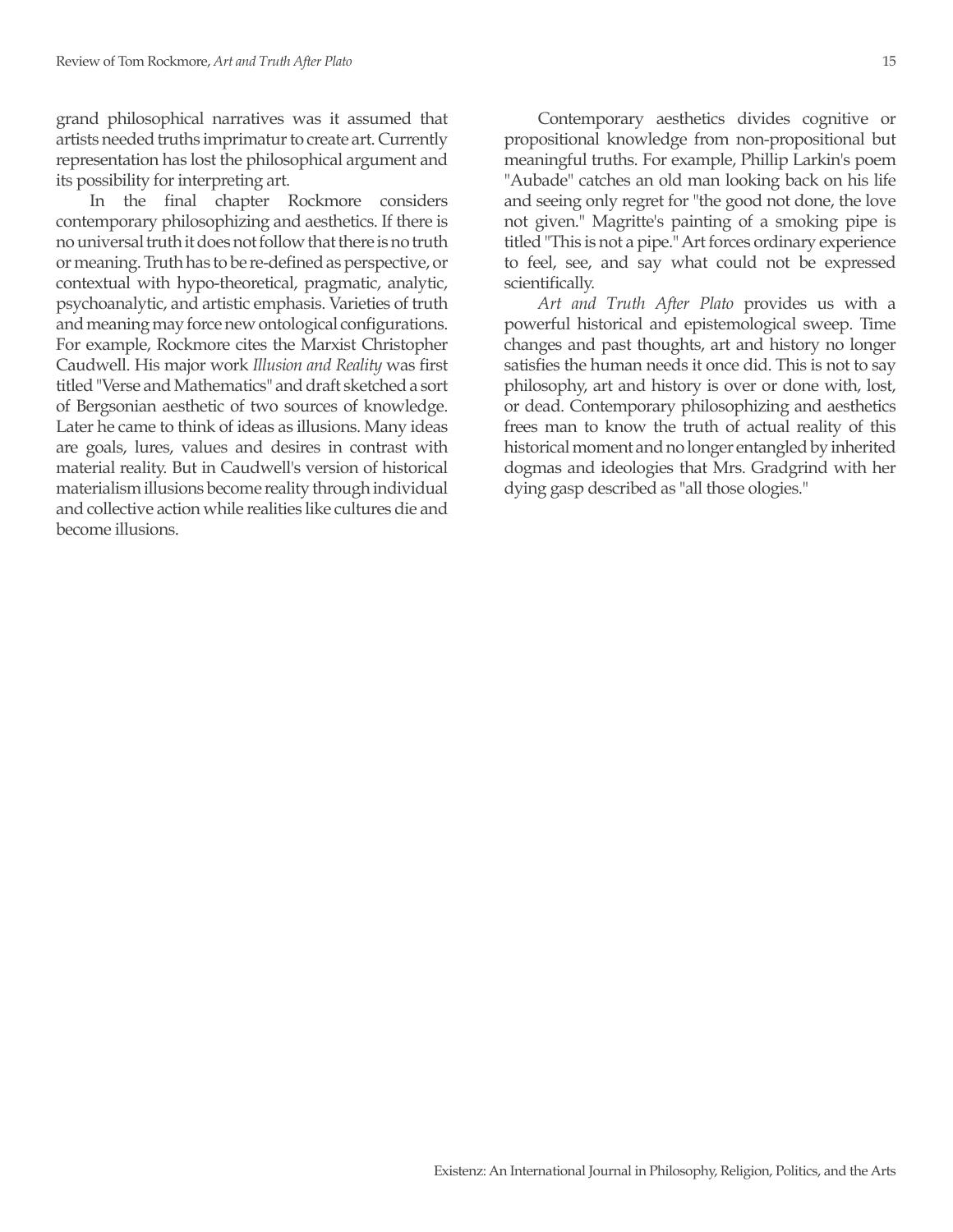grand philosophical narratives was it assumed that artists needed truths imprimatur to create art. Currently representation has lost the philosophical argument and its possibility for interpreting art.

In the final chapter Rockmore considers contemporary philosophizing and aesthetics. If there is no universal truth it does not follow that there is no truth or meaning. Truth has to be re-defined as perspective, or contextual with hypo-theoretical, pragmatic, analytic, psychoanalytic, and artistic emphasis. Varieties of truth and meaning may force new ontological configurations. For example, Rockmore cites the Marxist Christopher Caudwell. His major work *Illusion and Reality* was first titled "Verse and Mathematics" and draft sketched a sort of Bergsonian aesthetic of two sources of knowledge. Later he came to think of ideas as illusions. Many ideas are goals, lures, values and desires in contrast with material reality. But in Caudwell's version of historical materialism illusions become reality through individual and collective action while realities like cultures die and become illusions.

Contemporary aesthetics divides cognitive or propositional knowledge from non-propositional but meaningful truths. For example, Phillip Larkin's poem "Aubade" catches an old man looking back on his life and seeing only regret for "the good not done, the love not given." Magritte's painting of a smoking pipe is titled "This is not a pipe." Art forces ordinary experience to feel, see, and say what could not be expressed scientifically.

*Art and Truth After Plato* provides us with a powerful historical and epistemological sweep. Time changes and past thoughts, art and history no longer satisfies the human needs it once did. This is not to say philosophy, art and history is over or done with, lost, or dead. Contemporary philosophizing and aesthetics frees man to know the truth of actual reality of this historical moment and no longer entangled by inherited dogmas and ideologies that Mrs. Gradgrind with her dying gasp described as "all those ologies."